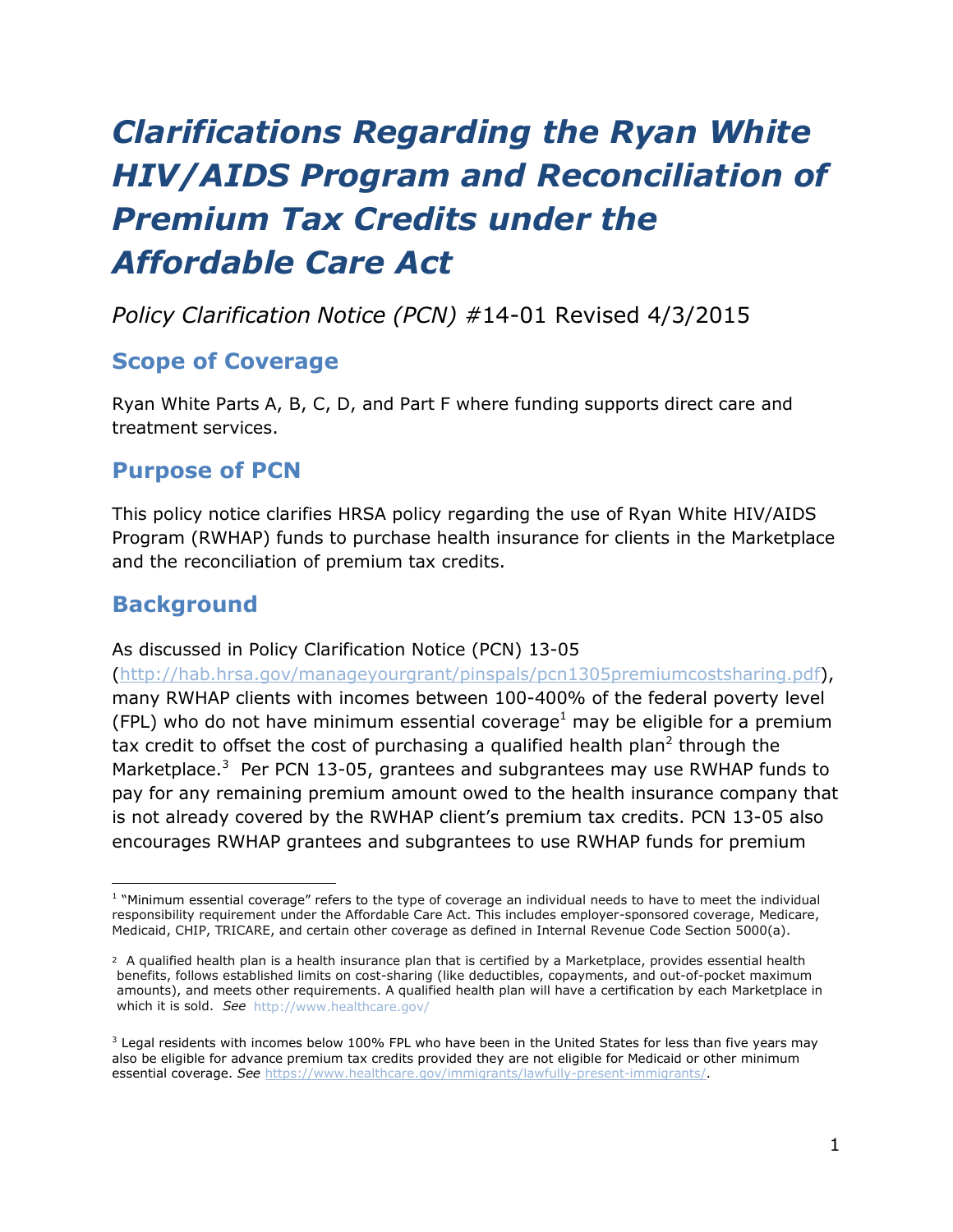# *Clarifications Regarding the Ryan White HIV/AIDS Program and Reconciliation of Premium Tax Credits under the Affordable Care Act*

*Policy Clarification Notice (PCN)* #14-01 Revised 4/3/2015

## Scope of Coverage

Ryan White Parts A, B, C, D, and Part F where funding supports direct care and treatment services.

## Purpose of PCN

This policy notice clarifies HRSA policy regarding the use of Ryan White HIV/AIDS Program (RWHAP) funds to purchase health insurance for clients in the Marketplace and the reconciliation of premium tax credits.

## Background

As discussed in Policy Clarification Notice (PCN) 13-05 (http://hab.hrsa.gov/manageyourgrant/pinspals/pcn1305premiumcostsharing.pdf), many RWHAP clients with incomes between 100-400% of the federal poverty level (FPL) who do not have minimum essential coverage[1] may be eligible for a premium tax credit to offset the cost of purchasing a qualified health plan[2] through the Marketplace.[3] Per PCN 13-05, grantees and subgrantees may use RWHAP funds to pay for any remaining premium amount owed to the health insurance company that is not already covered by the RWHAP client's premium tax credits. PCN 13-05 also encourages RWHAP grantees and subgrantees to use RWHAP funds for premium

---

[1] "Minimum essential coverage" refers to the type of coverage an individual needs to have to meet the individual responsibility requirement under the Affordable Care Act. This includes employer-sponsored coverage, Medicare, Medicaid, CHIP, TRICARE, and certain other coverage as defined in Internal Revenue Code Section 5000(a).

[2] A qualified health plan is a health insurance plan that is certified by a Marketplace, provides essential health benefits, follows established limits on cost-sharing (like deductibles, copayments, and out-of-pocket maximum amounts), and meets other requirements. A qualified health plan will have a certification by each Marketplace in which it is sold. *See* http://www.healthcare.gov/

[3] Legal residents with incomes below 100% FPL who have been in the United States for less than five years may also be eligible for advance premium tax credits provided they are not eligible for Medicaid or other minimum essential coverage. *See* https://www.healthcare.gov/immigrants/lawfully-present-immigrants/.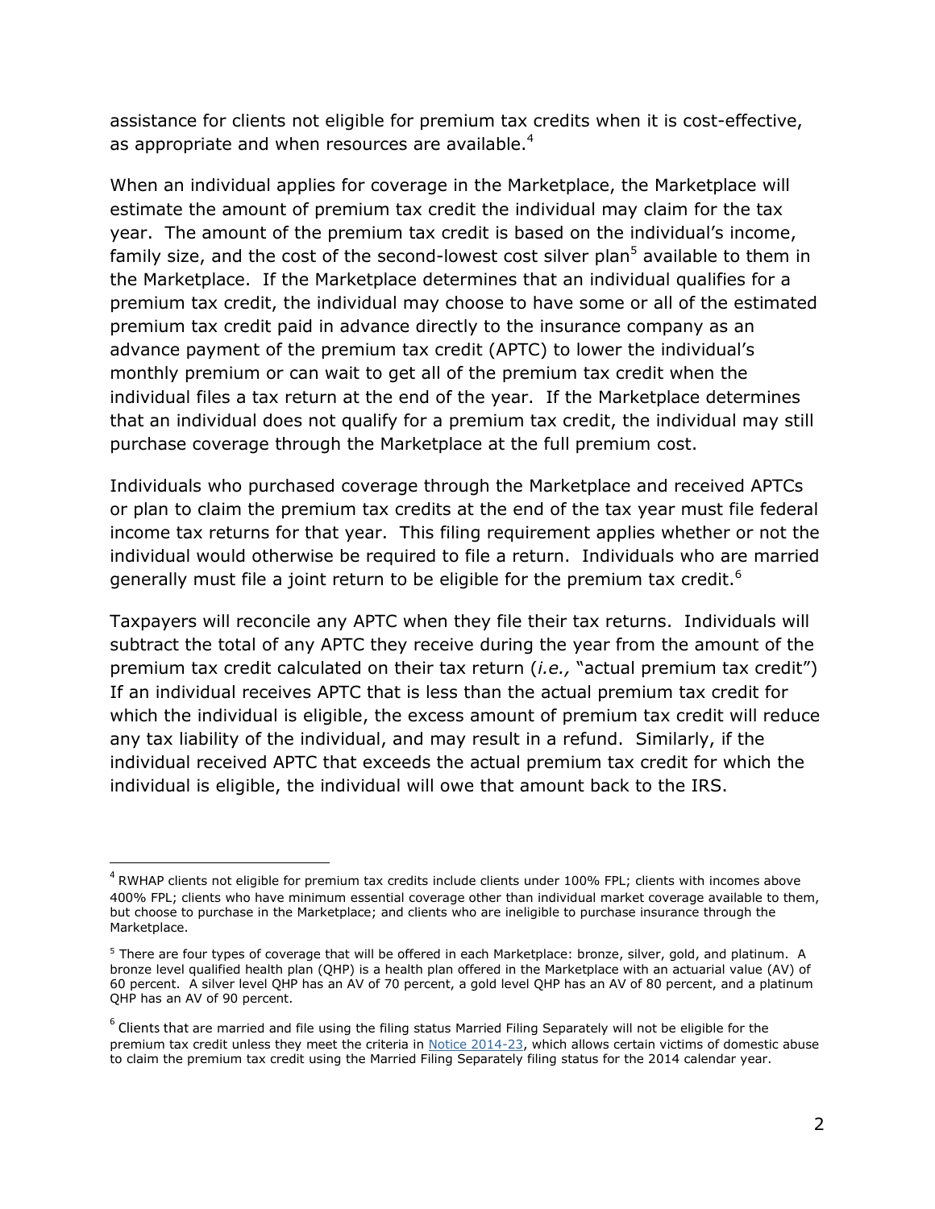assistance for clients not eligible for premium tax credits when it is cost-effective, as appropriate and when resources are available.[4]

When an individual applies for coverage in the Marketplace, the Marketplace will estimate the amount of premium tax credit the individual may claim for the tax year. The amount of the premium tax credit is based on the individual's income, family size, and the cost of the second-lowest cost silver plan[5] available to them in the Marketplace. If the Marketplace determines that an individual qualifies for a premium tax credit, the individual may choose to have some or all of the estimated premium tax credit paid in advance directly to the insurance company as an advance payment of the premium tax credit (APTC) to lower the individual's monthly premium or can wait to get all of the premium tax credit when the individual files a tax return at the end of the year. If the Marketplace determines that an individual does not qualify for a premium tax credit, the individual may still purchase coverage through the Marketplace at the full premium cost.

Individuals who purchased coverage through the Marketplace and received APTCs or plan to claim the premium tax credits at the end of the tax year must file federal income tax returns for that year. This filing requirement applies whether or not the individual would otherwise be required to file a return. Individuals who are married generally must file a joint return to be eligible for the premium tax credit.[6]

Taxpayers will reconcile any APTC when they file their tax returns. Individuals will subtract the total of any APTC they receive during the year from the amount of the premium tax credit calculated on their tax return (*i.e.,* "actual premium tax credit") If an individual receives APTC that is less than the actual premium tax credit for which the individual is eligible, the excess amount of premium tax credit will reduce any tax liability of the individual, and may result in a refund. Similarly, if the individual received APTC that exceeds the actual premium tax credit for which the individual is eligible, the individual will owe that amount back to the IRS.

---

[4] RWHAP clients not eligible for premium tax credits include clients under 100% FPL; clients with incomes above 400% FPL; clients who have minimum essential coverage other than individual market coverage available to them, but choose to purchase in the Marketplace; and clients who are ineligible to purchase insurance through the Marketplace.

[5] There are four types of coverage that will be offered in each Marketplace: bronze, silver, gold, and platinum. A bronze level qualified health plan (QHP) is a health plan offered in the Marketplace with an actuarial value (AV) of 60 percent. A silver level QHP has an AV of 70 percent, a gold level QHP has an AV of 80 percent, and a platinum QHP has an AV of 90 percent.

[6] Clients that are married and file using the filing status Married Filing Separately will not be eligible for the premium tax credit unless they meet the criteria in Notice 2014-23, which allows certain victims of domestic abuse to claim the premium tax credit using the Married Filing Separately filing status for the 2014 calendar year.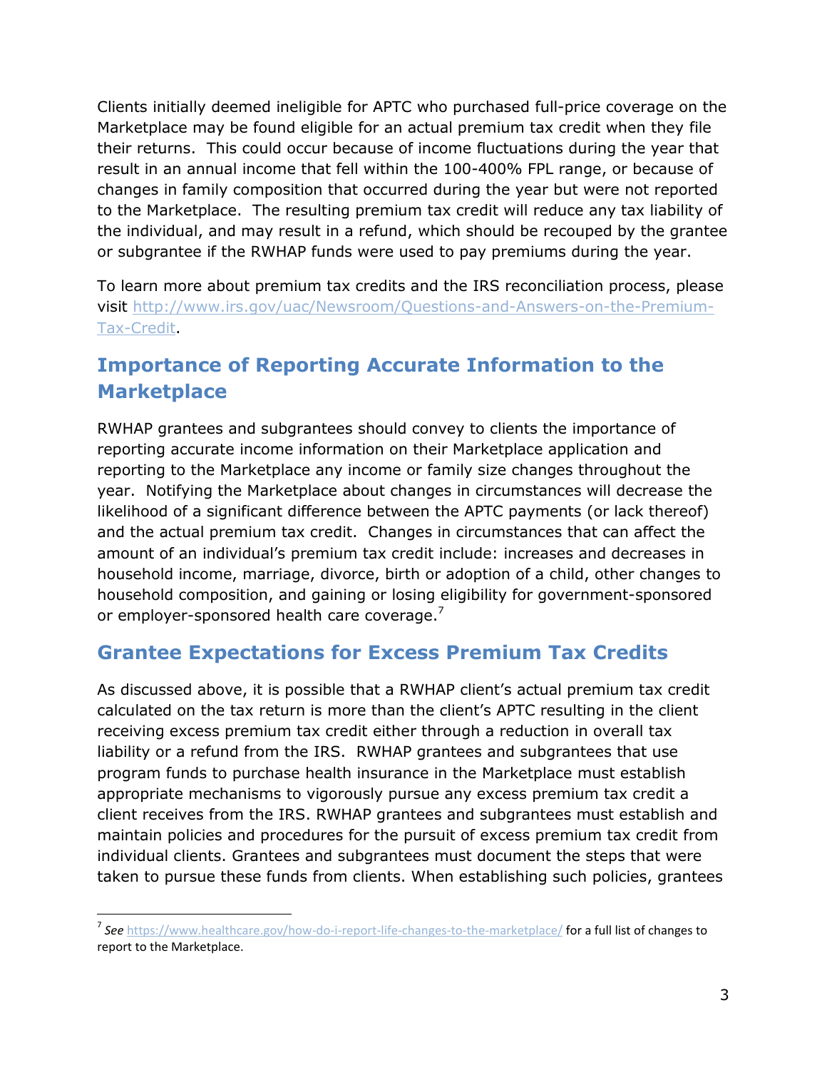Clients initially deemed ineligible for APTC who purchased full-price coverage on the Marketplace may be found eligible for an actual premium tax credit when they file their returns. This could occur because of income fluctuations during the year that result in an annual income that fell within the 100-400% FPL range, or because of changes in family composition that occurred during the year but were not reported to the Marketplace. The resulting premium tax credit will reduce any tax liability of the individual, and may result in a refund, which should be recouped by the grantee or subgrantee if the RWHAP funds were used to pay premiums during the year.

To learn more about premium tax credits and the IRS reconciliation process, please visit http://www.irs.gov/uac/Newsroom/Questions-and-Answers-on-the-Premium-Tax-Credit.

## Importance of Reporting Accurate Information to the Marketplace

RWHAP grantees and subgrantees should convey to clients the importance of reporting accurate income information on their Marketplace application and reporting to the Marketplace any income or family size changes throughout the year. Notifying the Marketplace about changes in circumstances will decrease the likelihood of a significant difference between the APTC payments (or lack thereof) and the actual premium tax credit. Changes in circumstances that can affect the amount of an individual's premium tax credit include: increases and decreases in household income, marriage, divorce, birth or adoption of a child, other changes to household composition, and gaining or losing eligibility for government-sponsored or employer-sponsored health care coverage.[7]

## Grantee Expectations for Excess Premium Tax Credits

As discussed above, it is possible that a RWHAP client's actual premium tax credit calculated on the tax return is more than the client's APTC resulting in the client receiving excess premium tax credit either through a reduction in overall tax liability or a refund from the IRS. RWHAP grantees and subgrantees that use program funds to purchase health insurance in the Marketplace must establish appropriate mechanisms to vigorously pursue any excess premium tax credit a client receives from the IRS. RWHAP grantees and subgrantees must establish and maintain policies and procedures for the pursuit of excess premium tax credit from individual clients. Grantees and subgrantees must document the steps that were taken to pursue these funds from clients. When establishing such policies, grantees

---

[7] *See* https://www.healthcare.gov/how-do-i-report-life-changes-to-the-marketplace/ for a full list of changes to report to the Marketplace.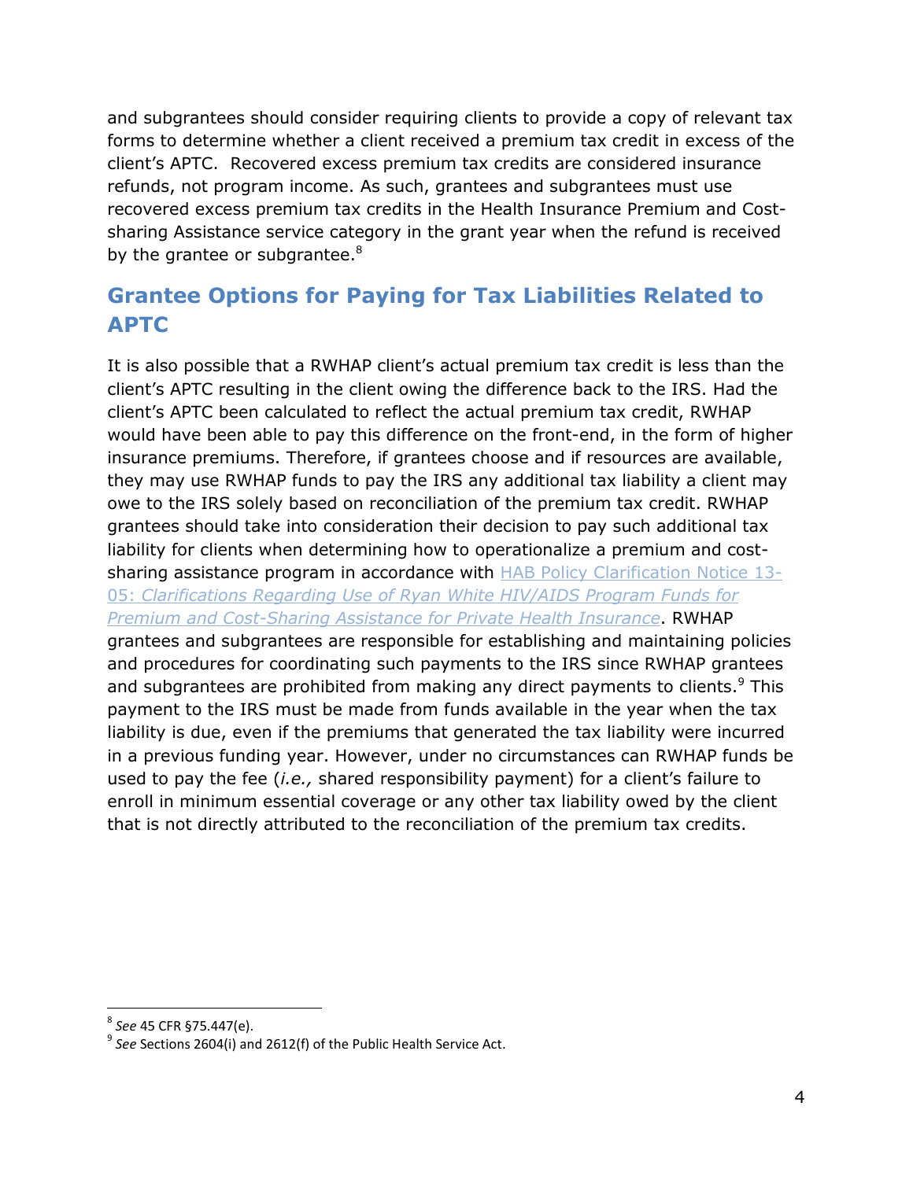and subgrantees should consider requiring clients to provide a copy of relevant tax forms to determine whether a client received a premium tax credit in excess of the client's APTC. Recovered excess premium tax credits are considered insurance refunds, not program income. As such, grantees and subgrantees must use recovered excess premium tax credits in the Health Insurance Premium and Cost-sharing Assistance service category in the grant year when the refund is received by the grantee or subgrantee.[8]

## Grantee Options for Paying for Tax Liabilities Related to APTC

It is also possible that a RWHAP client's actual premium tax credit is less than the client's APTC resulting in the client owing the difference back to the IRS. Had the client's APTC been calculated to reflect the actual premium tax credit, RWHAP would have been able to pay this difference on the front-end, in the form of higher insurance premiums. Therefore, if grantees choose and if resources are available, they may use RWHAP funds to pay the IRS any additional tax liability a client may owe to the IRS solely based on reconciliation of the premium tax credit. RWHAP grantees should take into consideration their decision to pay such additional tax liability for clients when determining how to operationalize a premium and cost-sharing assistance program in accordance with HAB Policy Clarification Notice 13-05: *Clarifications Regarding Use of Ryan White HIV/AIDS Program Funds for Premium and Cost-Sharing Assistance for Private Health Insurance*. RWHAP grantees and subgrantees are responsible for establishing and maintaining policies and procedures for coordinating such payments to the IRS since RWHAP grantees and subgrantees are prohibited from making any direct payments to clients.[9] This payment to the IRS must be made from funds available in the year when the tax liability is due, even if the premiums that generated the tax liability were incurred in a previous funding year. However, under no circumstances can RWHAP funds be used to pay the fee (*i.e.,* shared responsibility payment) for a client's failure to enroll in minimum essential coverage or any other tax liability owed by the client that is not directly attributed to the reconciliation of the premium tax credits.

---

[8] *See* 45 CFR §75.447(e).

[9] *See* Sections 2604(i) and 2612(f) of the Public Health Service Act.